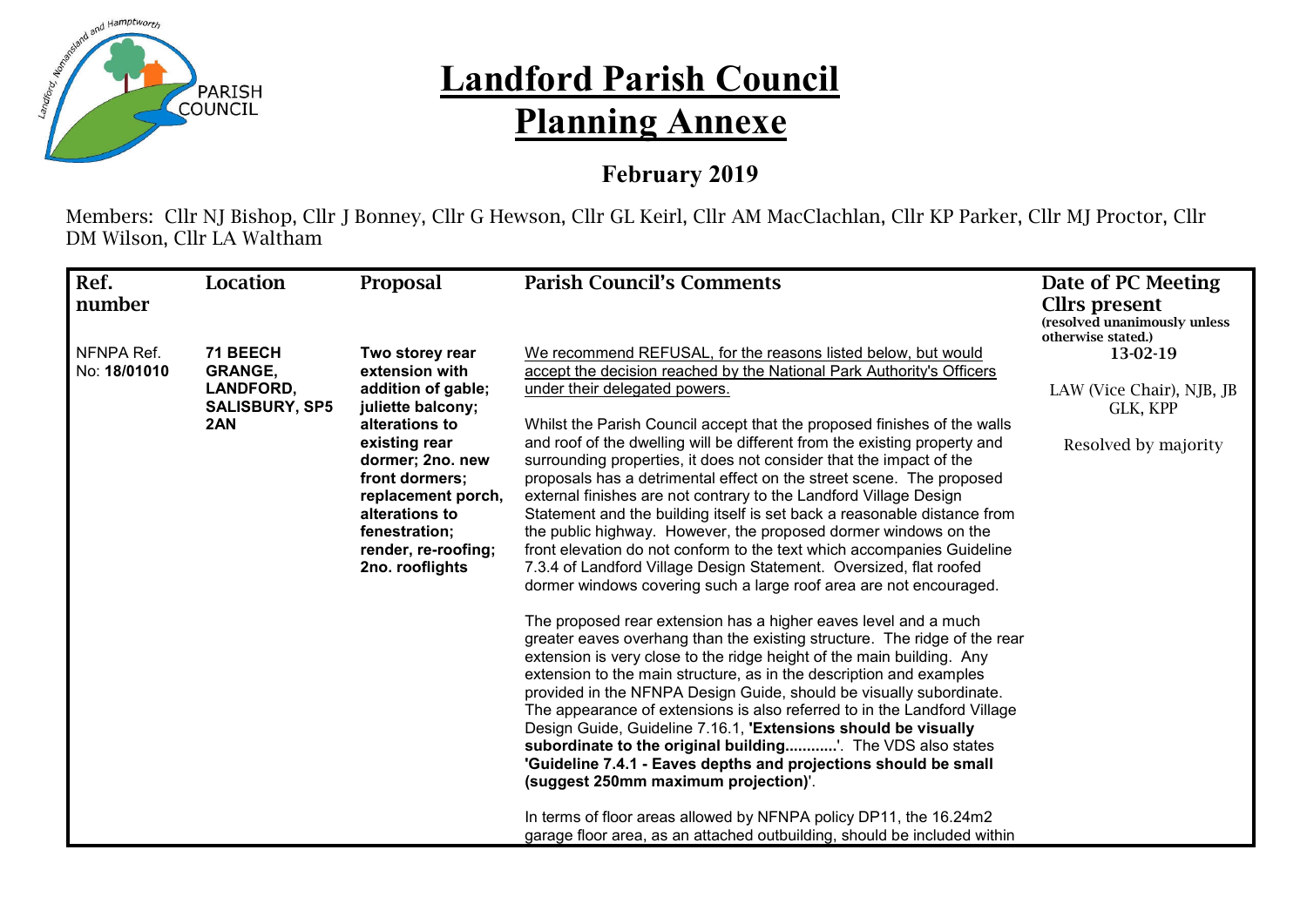# Landford Parish Council

# Planning Annexe

## February 2019

Members: Cllr NJ Bishop, Cllr J Bonney, Cllr G Hewson, Cllr GL Keirl, Cllr AM MacClachlan, Cllr KP Parker, Cllr MJ Proctor, Cllr DM Wilson, Cllr LA Waltham

| Ref. number | Location | Proposal | Parish Council's Comments | Date of PC Meeting Cllrs present (resolved unanimously unless otherwise stated.) |
|---|---|---|---|---|
| NFNPA Ref. No: **18/01010** | **71 BEECH GRANGE, LANDFORD, SALISBURY, SP5 2AN** | **Two storey rear extension with addition of gable; juliette balcony; alterations to existing rear dormer; 2no. new front dormers; replacement porch, alterations to fenestration; render, re-roofing; 2no. rooflights** | We recommend REFUSAL, for the reasons listed below, but would accept the decision reached by the National Park Authority's Officers under their delegated powers.<br><br>Whilst the Parish Council accept that the proposed finishes of the walls and roof of the dwelling will be different from the existing property and surrounding properties, it does not consider that the impact of the proposals has a detrimental effect on the street scene. The proposed external finishes are not contrary to the Landford Village Design Statement and the building itself is set back a reasonable distance from the public highway. However, the proposed dormer windows on the front elevation do not conform to the text which accompanies Guideline 7.3.4 of Landford Village Design Statement. Oversized, flat roofed dormer windows covering such a large roof area are not encouraged.<br><br>The proposed rear extension has a higher eaves level and a much greater eaves overhang than the existing structure. The ridge of the rear extension is very close to the ridge height of the main building. Any extension to the main structure, as in the description and examples provided in the NFNPA Design Guide, should be visually subordinate. The appearance of extensions is also referred to in the Landford Village Design Guide, Guideline 7.16.1, **'Extensions should be visually subordinate to the original building...........'**. The VDS also states **'Guideline 7.4.1 - Eaves depths and projections should be small (suggest 250mm maximum projection)'**.<br><br>In terms of floor areas allowed by NFNPA policy DP11, the 16.24m2 garage floor area, as an attached outbuilding, should be included within | 13-02-19<br><br>LAW (Vice Chair), NJB, JB GLK, KPP<br><br>Resolved by majority |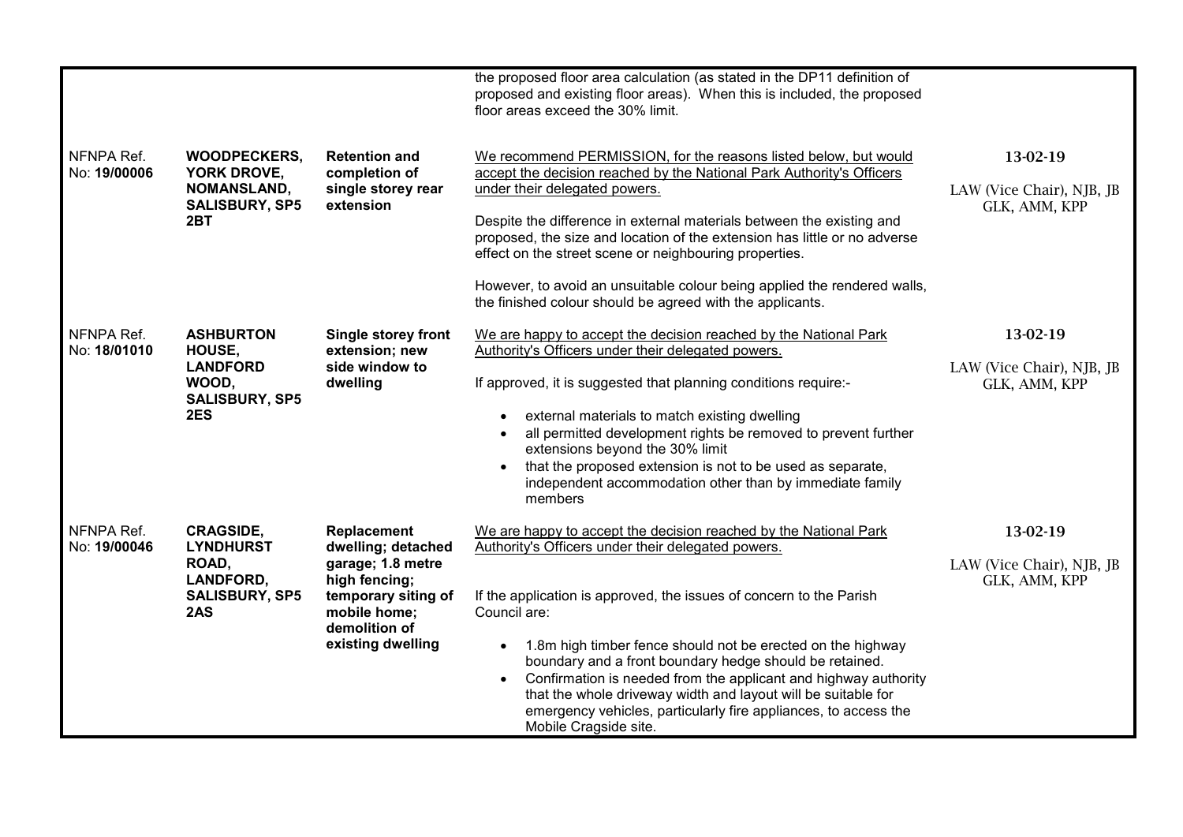| | | | | |
|---|---|---|---|---|
| | | | the proposed floor area calculation (as stated in the DP11 definition of proposed and existing floor areas). When this is included, the proposed floor areas exceed the 30% limit. | |
| NFNPA Ref. No: **19/00006** | **WOODPECKERS, YORK DROVE, NOMANSLAND, SALISBURY, SP5 2BT** | **Retention and completion of single storey rear extension** | We recommend PERMISSION, for the reasons listed below, but would accept the decision reached by the National Park Authority's Officers under their delegated powers.<br><br>Despite the difference in external materials between the existing and proposed, the size and location of the extension has little or no adverse effect on the street scene or neighbouring properties.<br><br>However, to avoid an unsuitable colour being applied the rendered walls, the finished colour should be agreed with the applicants. | 13-02-19<br><br>LAW (Vice Chair), NJB, JB GLK, AMM, KPP |
| NFNPA Ref. No: **18/01010** | **ASHBURTON HOUSE, LANDFORD WOOD, SALISBURY, SP5 2ES** | **Single storey front extension; new side window to dwelling** | We are happy to accept the decision reached by the National Park Authority's Officers under their delegated powers.<br><br>If approved, it is suggested that planning conditions require:-<br><br>• external materials to match existing dwelling<br>• all permitted development rights be removed to prevent further extensions beyond the 30% limit<br>• that the proposed extension is not to be used as separate, independent accommodation other than by immediate family members | 13-02-19<br><br>LAW (Vice Chair), NJB, JB GLK, AMM, KPP |
| NFNPA Ref. No: **19/00046** | **CRAGSIDE, LYNDHURST ROAD, LANDFORD, SALISBURY, SP5 2AS** | **Replacement dwelling; detached garage; 1.8 metre high fencing; temporary siting of mobile home; demolition of existing dwelling** | We are happy to accept the decision reached by the National Park Authority's Officers under their delegated powers.<br><br>If the application is approved, the issues of concern to the Parish Council are:<br><br>• 1.8m high timber fence should not be erected on the highway boundary and a front boundary hedge should be retained.<br>• Confirmation is needed from the applicant and highway authority that the whole driveway width and layout will be suitable for emergency vehicles, particularly fire appliances, to access the Mobile Cragside site. | 13-02-19<br><br>LAW (Vice Chair), NJB, JB GLK, AMM, KPP |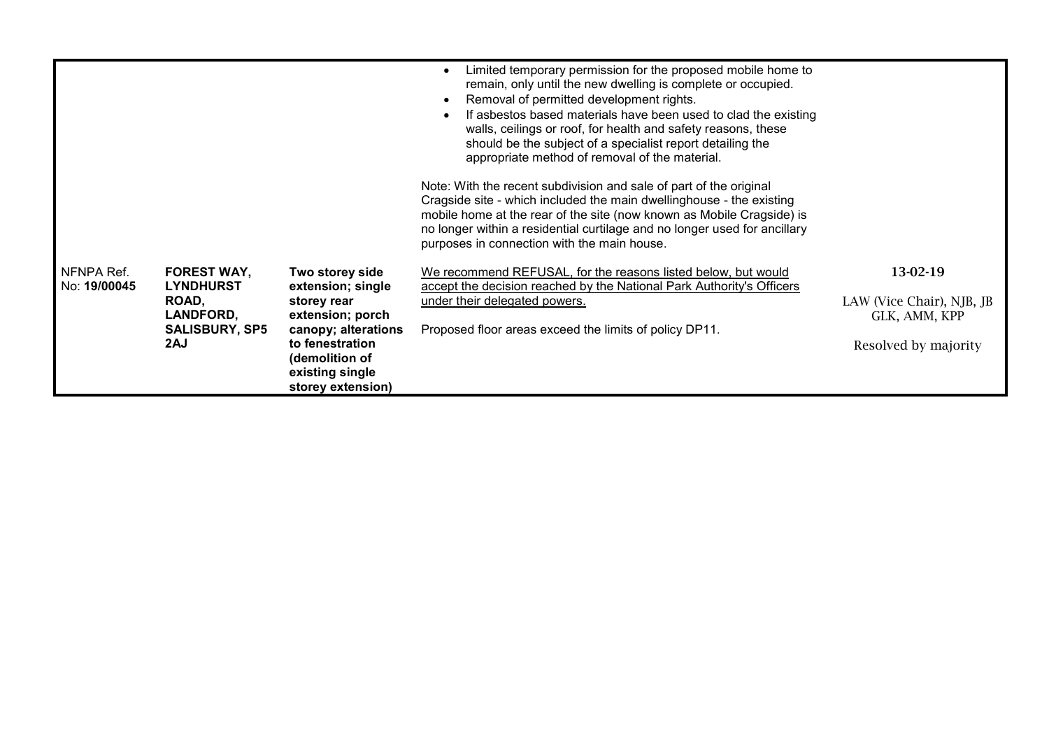| | | | | |
|---|---|---|---|---|
| | | | <ul><li>Limited temporary permission for the proposed mobile home to remain, only until the new dwelling is complete or occupied.</li><li>Removal of permitted development rights.</li><li>If asbestos based materials have been used to clad the existing walls, ceilings or roof, for health and safety reasons, these should be the subject of a specialist report detailing the appropriate method of removal of the material.</li></ul>Note: With the recent subdivision and sale of part of the original Cragside site - which included the main dwellinghouse - the existing mobile home at the rear of the site (now known as Mobile Cragside) is no longer within a residential curtilage and no longer used for ancillary purposes in connection with the main house. | |
| NFNPA Ref. No: **19/00045** | **FOREST WAY, LYNDHURST ROAD, LANDFORD, SALISBURY, SP5 2AJ** | **Two storey side extension; single storey rear extension; porch canopy; alterations to fenestration (demolition of existing single storey extension)** | We recommend REFUSAL, for the reasons listed below, but would accept the decision reached by the National Park Authority's Officers under their delegated powers.<br><br>Proposed floor areas exceed the limits of policy DP11. | **13-02-19**<br><br>LAW (Vice Chair), NJB, JB GLK, AMM, KPP<br><br>Resolved by majority |